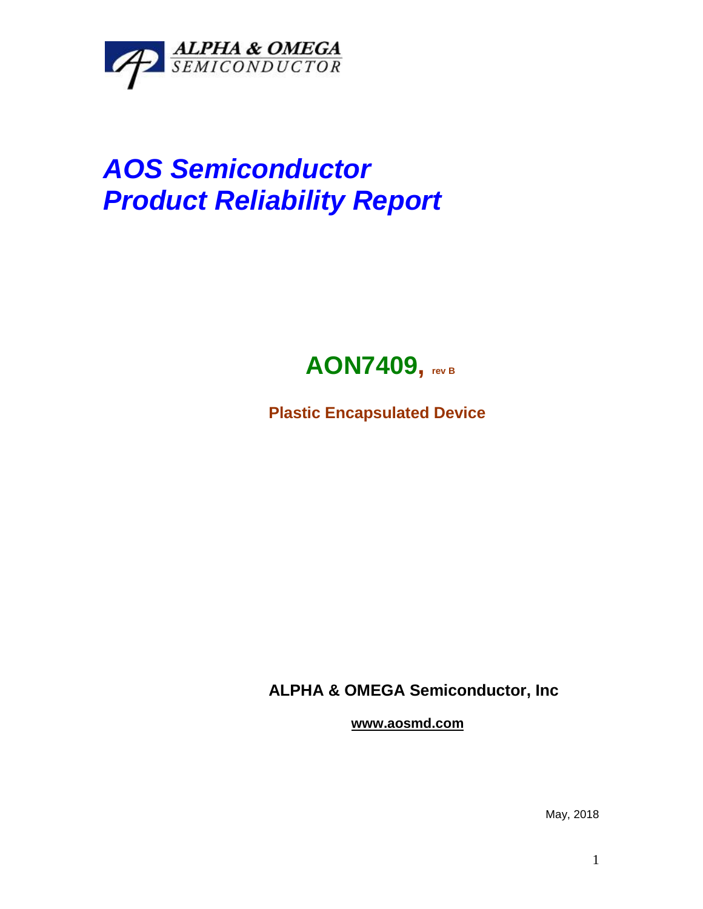ALPHA & OMEGA
SEMICONDUCTOR

# *AOS Semiconductor*
# *Product Reliability Report*

## AON7409, rev B

**Plastic Encapsulated Device**

**ALPHA & OMEGA Semiconductor, Inc**

**www.aosmd.com**

May, 2018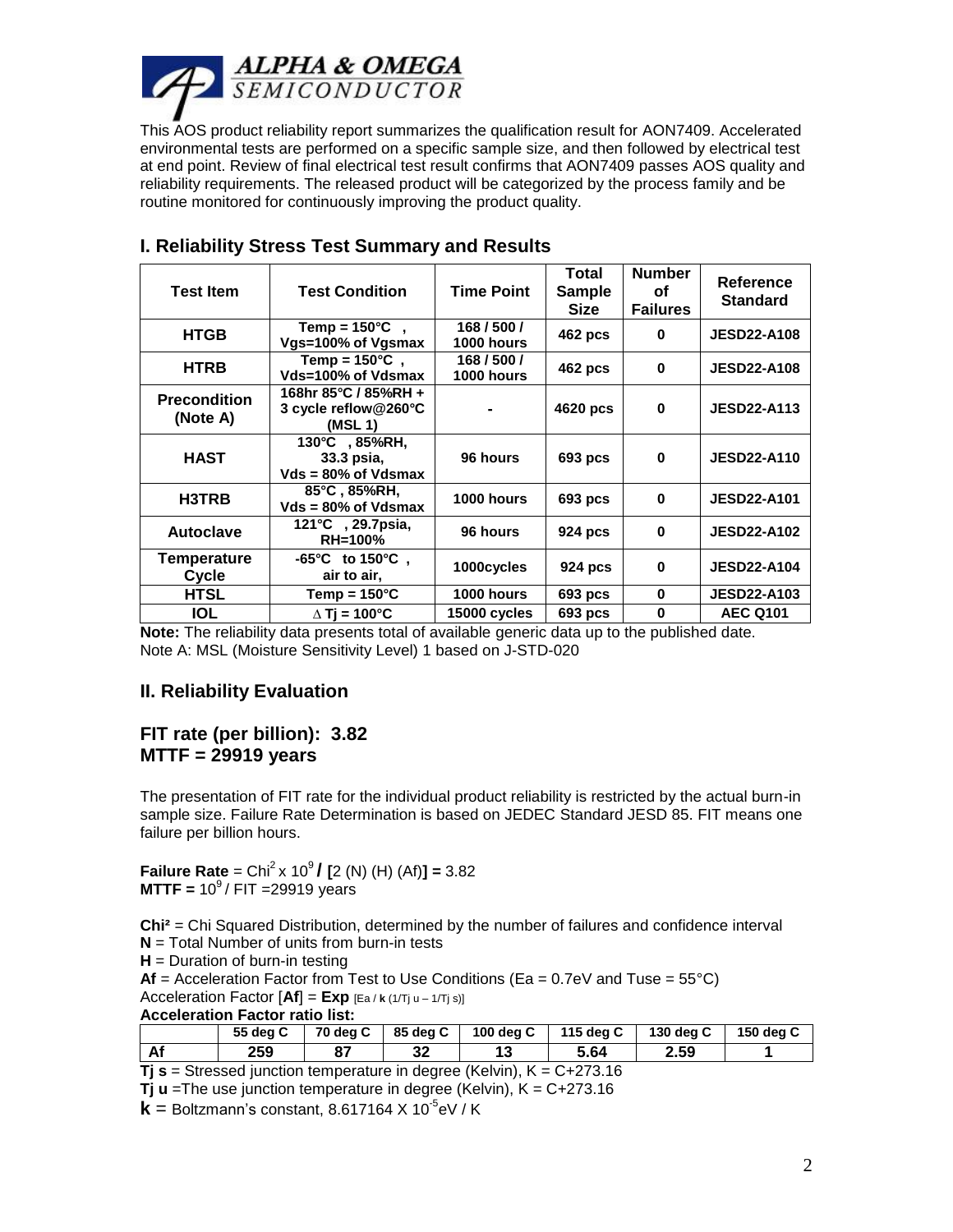ALPHA & OMEGA SEMICONDUCTOR

This AOS product reliability report summarizes the qualification result for AON7409. Accelerated environmental tests are performed on a specific sample size, and then followed by electrical test at end point. Review of final electrical test result confirms that AON7409 passes AOS quality and reliability requirements. The released product will be categorized by the process family and be routine monitored for continuously improving the product quality.

## I. Reliability Stress Test Summary and Results

| Test Item | Test Condition | Time Point | Total Sample Size | Number of Failures | Reference Standard |
|---|---|---|---|---|---|
| HTGB | Temp = 150°C , Vgs=100% of Vgsmax | 168 / 500 / 1000 hours | 462 pcs | 0 | JESD22-A108 |
| HTRB | Temp = 150°C , Vds=100% of Vdsmax | 168 / 500 / 1000 hours | 462 pcs | 0 | JESD22-A108 |
| Precondition (Note A) | 168hr 85°C / 85%RH + 3 cycle reflow@260°C (MSL 1) | - | 4620 pcs | 0 | JESD22-A113 |
| HAST | 130°C , 85%RH, 33.3 psia, Vds = 80% of Vdsmax | 96 hours | 693 pcs | 0 | JESD22-A110 |
| H3TRB | 85°C , 85%RH, Vds = 80% of Vdsmax | 1000 hours | 693 pcs | 0 | JESD22-A101 |
| Autoclave | 121°C , 29.7psia, RH=100% | 96 hours | 924 pcs | 0 | JESD22-A102 |
| Temperature Cycle | -65°C to 150°C , air to air, | 1000cycles | 924 pcs | 0 | JESD22-A104 |
| HTSL | Temp = 150°C | 1000 hours | 693 pcs | 0 | JESD22-A103 |
| IOL | $\Delta$ Tj = 100°C | 15000 cycles | 693 pcs | 0 | AEC Q101 |

**Note:** The reliability data presents total of available generic data up to the published date.
Note A: MSL (Moisture Sensitivity Level) 1 based on J-STD-020

## II. Reliability Evaluation

### FIT rate (per billion): 3.82
### MTTF = 29919 years

The presentation of FIT rate for the individual product reliability is restricted by the actual burn-in sample size. Failure Rate Determination is based on JEDEC Standard JESD 85. FIT means one failure per billion hours.

**Failure Rate** = $Chi^2 \times 10^9$ **/ [**2 (N) (H) (Af)**] =** 3.82
**MTTF =** $10^9$ / FIT =29919 years

**Chi²** = Chi Squared Distribution, determined by the number of failures and confidence interval
**N** = Total Number of units from burn-in tests
**H** = Duration of burn-in testing
**Af** = Acceleration Factor from Test to Use Conditions (Ea = 0.7eV and Tuse = 55°C)
Acceleration Factor [**Af**] = **Exp** [Ea / **k** (1/Tj u – 1/Tj s)]

**Acceleration Factor ratio list:**

| | 55 deg C | 70 deg C | 85 deg C | 100 deg C | 115 deg C | 130 deg C | 150 deg C |
|---|---|---|---|---|---|---|---|
| Af | 259 | 87 | 32 | 13 | 5.64 | 2.59 | 1 |

**Tj s** = Stressed junction temperature in degree (Kelvin), K = C+273.16
**Tj u** =The use junction temperature in degree (Kelvin), K = C+273.16
**k** = Boltzmann's constant, 8.617164 X $10^{-5}$eV / K